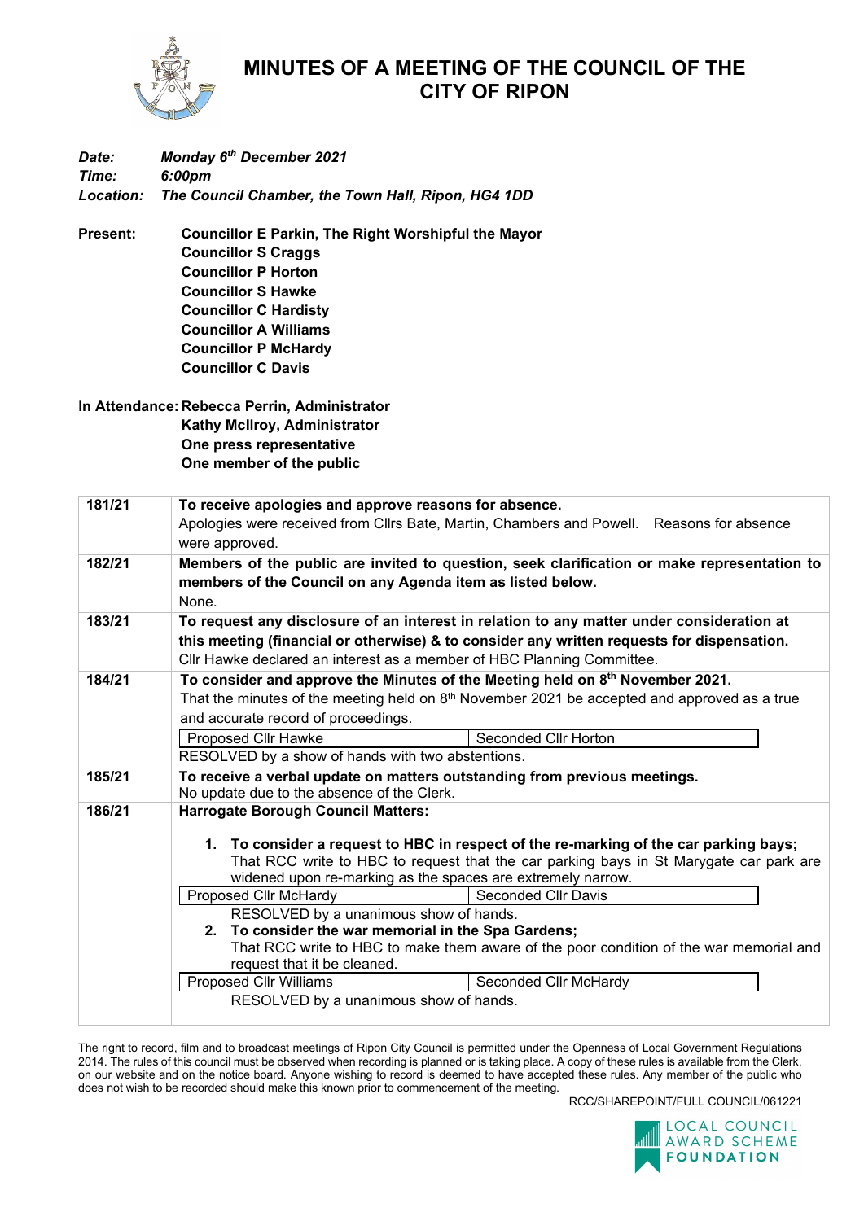# MINUTES OF A MEETING OF THE COUNCIL OF THE CITY OF RIPON

***Date:*** ***Monday 6th December 2021***
***Time:*** ***6:00pm***
***Location:*** ***The Council Chamber, the Town Hall, Ripon, HG4 1DD***

**Present:**
**Councillor E Parkin, The Right Worshipful the Mayor**
**Councillor S Craggs**
**Councillor P Horton**
**Councillor S Hawke**
**Councillor C Hardisty**
**Councillor A Williams**
**Councillor P McHardy**
**Councillor C Davis**

**In Attendance:**
**Rebecca Perrin, Administrator**
**Kathy McIlroy, Administrator**
**One press representative**
**One member of the public**

| | |
|---|---|
| **181/21** | **To receive apologies and approve reasons for absence.**<br>Apologies were received from Cllrs Bate, Martin, Chambers and Powell. Reasons for absence were approved. |
| **182/21** | **Members of the public are invited to question, seek clarification or make representation to members of the Council on any Agenda item as listed below.**<br>None. |
| **183/21** | **To request any disclosure of an interest in relation to any matter under consideration at this meeting (financial or otherwise) & to consider any written requests for dispensation.**<br>Cllr Hawke declared an interest as a member of HBC Planning Committee. |
| **184/21** | **To consider and approve the Minutes of the Meeting held on 8th November 2021.**<br>That the minutes of the meeting held on 8th November 2021 be accepted and approved as a true and accurate record of proceedings.<br>Proposed Cllr Hawke — Seconded Cllr Horton<br>RESOLVED by a show of hands with two abstentions. |
| **185/21** | **To receive a verbal update on matters outstanding from previous meetings.**<br>No update due to the absence of the Clerk. |
| **186/21** | **Harrogate Borough Council Matters:**<br>1. **To consider a request to HBC in respect of the re-marking of the car parking bays;** That RCC write to HBC to request that the car parking bays in St Marygate car park are widened upon re-marking as the spaces are extremely narrow.<br>Proposed Cllr McHardy — Seconded Cllr Davis<br>RESOLVED by a unanimous show of hands.<br>2. **To consider the war memorial in the Spa Gardens;** That RCC write to HBC to make them aware of the poor condition of the war memorial and request that it be cleaned.<br>Proposed Cllr Williams — Seconded Cllr McHardy<br>RESOLVED by a unanimous show of hands. |

The right to record, film and to broadcast meetings of Ripon City Council is permitted under the Openness of Local Government Regulations 2014. The rules of this council must be observed when recording is planned or is taking place. A copy of these rules is available from the Clerk, on our website and on the notice board. Anyone wishing to record is deemed to have accepted these rules. Any member of the public who does not wish to be recorded should make this known prior to commencement of the meeting.

RCC/SHAREPOINT/FULL COUNCIL/061221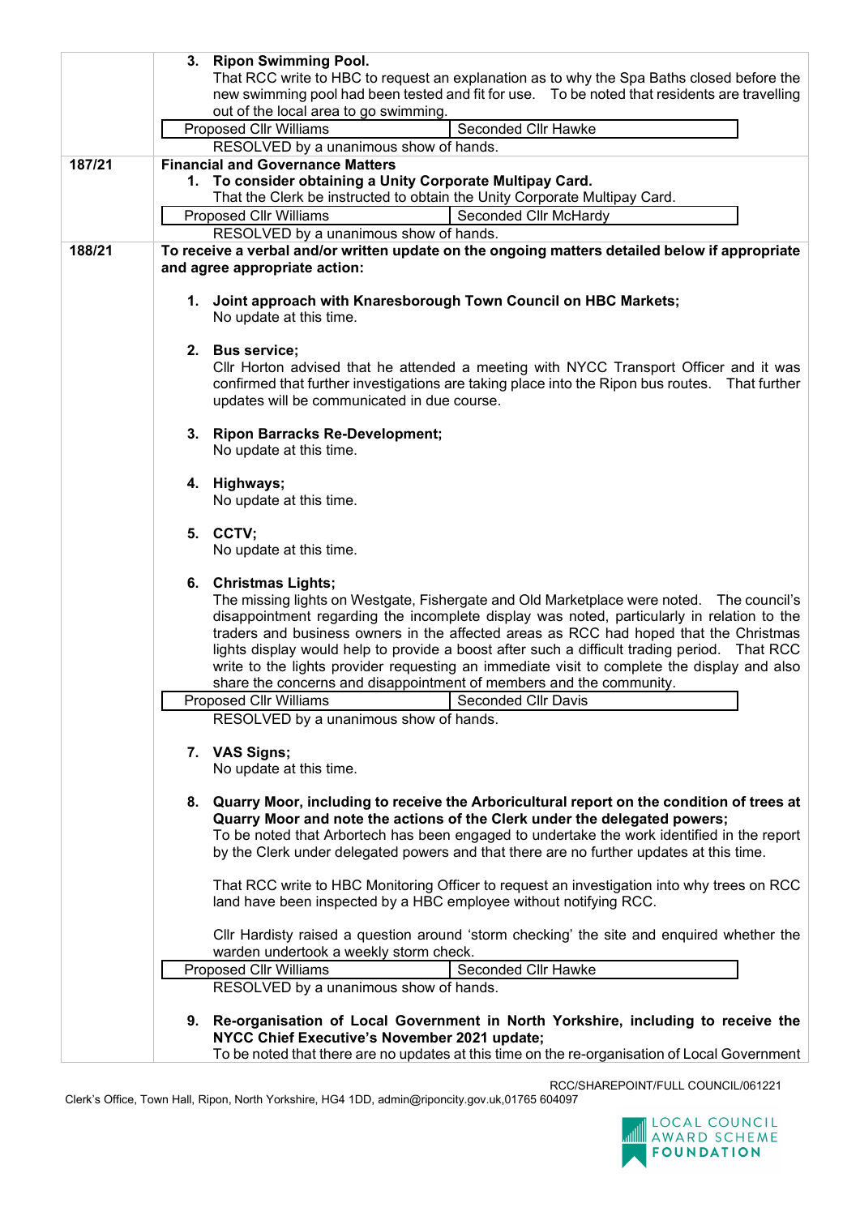| | |
|---|---|
| | **3. Ripon Swimming Pool.**<br>That RCC write to HBC to request an explanation as to why the Spa Baths closed before the new swimming pool had been tested and fit for use. To be noted that residents are travelling out of the local area to go swimming.<br>Proposed Cllr Williams / Seconded Cllr Hawke<br>RESOLVED by a unanimous show of hands. |
| 187/21 | **Financial and Governance Matters**<br>**1. To consider obtaining a Unity Corporate Multipay Card.**<br>That the Clerk be instructed to obtain the Unity Corporate Multipay Card.<br>Proposed Cllr Williams / Seconded Cllr McHardy<br>RESOLVED by a unanimous show of hands. |
| 188/21 | **To receive a verbal and/or written update on the ongoing matters detailed below if appropriate and agree appropriate action:**<br><br>**1. Joint approach with Knaresborough Town Council on HBC Markets;**<br>No update at this time.<br><br>**2. Bus service;**<br>Cllr Horton advised that he attended a meeting with NYCC Transport Officer and it was confirmed that further investigations are taking place into the Ripon bus routes. That further updates will be communicated in due course.<br><br>**3. Ripon Barracks Re-Development;**<br>No update at this time.<br><br>**4. Highways;**<br>No update at this time.<br><br>**5. CCTV;**<br>No update at this time.<br><br>**6. Christmas Lights;**<br>The missing lights on Westgate, Fishergate and Old Marketplace were noted. The council's disappointment regarding the incomplete display was noted, particularly in relation to the traders and business owners in the affected areas as RCC had hoped that the Christmas lights display would help to provide a boost after such a difficult trading period. That RCC write to the lights provider requesting an immediate visit to complete the display and also share the concerns and disappointment of members and the community.<br>Proposed Cllr Williams / Seconded Cllr Davis<br>RESOLVED by a unanimous show of hands.<br><br>**7. VAS Signs;**<br>No update at this time.<br><br>**8. Quarry Moor, including to receive the Arboricultural report on the condition of trees at Quarry Moor and note the actions of the Clerk under the delegated powers;**<br>To be noted that Arbortech has been engaged to undertake the work identified in the report by the Clerk under delegated powers and that there are no further updates at this time.<br><br>That RCC write to HBC Monitoring Officer to request an investigation into why trees on RCC land have been inspected by a HBC employee without notifying RCC.<br><br>Cllr Hardisty raised a question around 'storm checking' the site and enquired whether the warden undertook a weekly storm check.<br>Proposed Cllr Williams / Seconded Cllr Hawke<br>RESOLVED by a unanimous show of hands.<br><br>**9. Re-organisation of Local Government in North Yorkshire, including to receive the NYCC Chief Executive's November 2021 update;**<br>To be noted that there are no updates at this time on the re-organisation of Local Government |

RCC/SHAREPOINT/FULL COUNCIL/061221

Clerk's Office, Town Hall, Ripon, North Yorkshire, HG4 1DD, admin@riponcity.gov.uk,01765 604097

LOCAL COUNCIL AWARD SCHEME FOUNDATION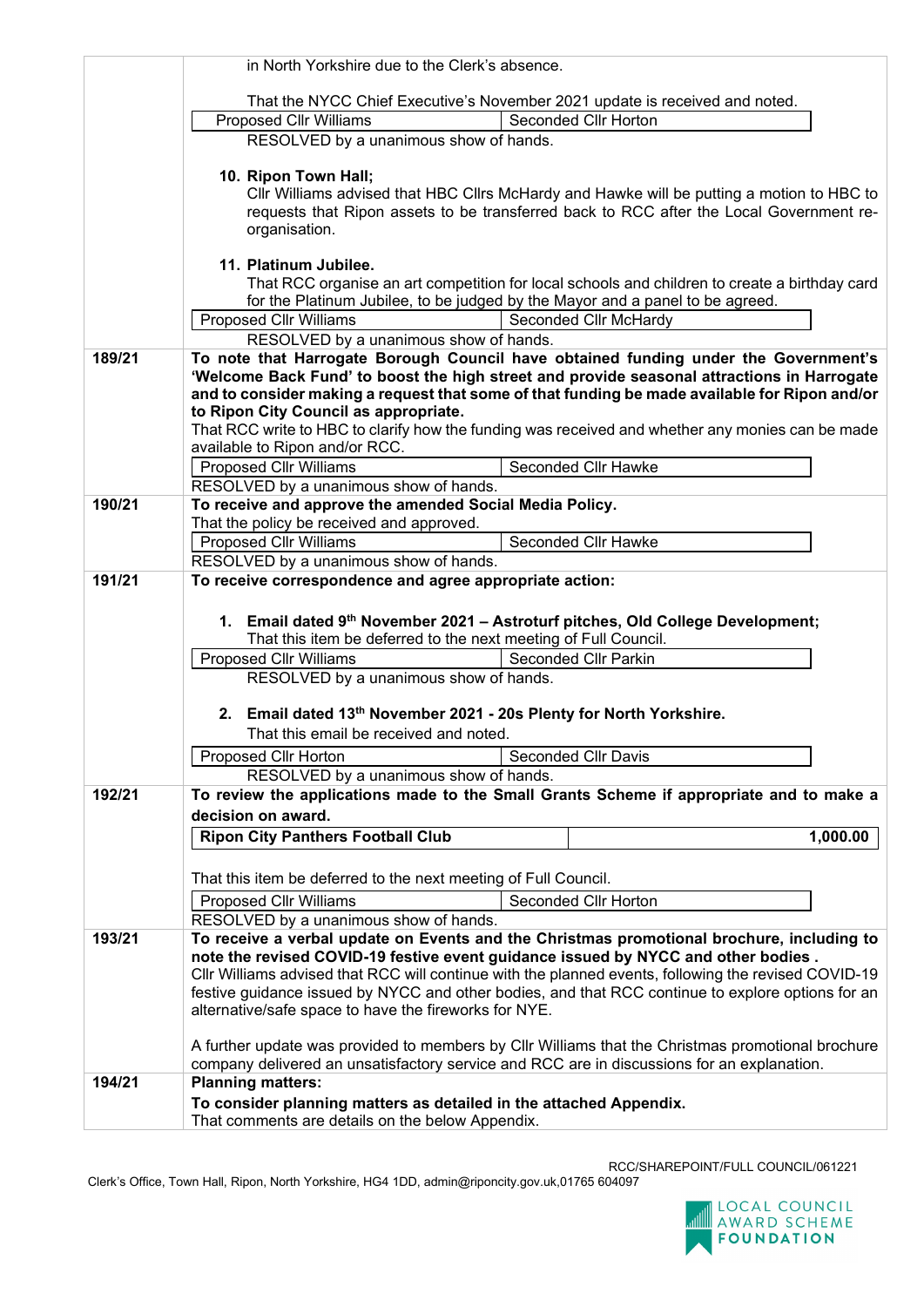| | |
|---|---|
| | in North Yorkshire due to the Clerk's absence.<br><br>That the NYCC Chief Executive's November 2021 update is received and noted.<br>Proposed Cllr Williams \| Seconded Cllr Horton<br>RESOLVED by a unanimous show of hands.<br><br>**10. Ripon Town Hall;**<br>Cllr Williams advised that HBC Cllrs McHardy and Hawke will be putting a motion to HBC to requests that Ripon assets to be transferred back to RCC after the Local Government re-organisation.<br><br>**11. Platinum Jubilee.**<br>That RCC organise an art competition for local schools and children to create a birthday card for the Platinum Jubilee, to be judged by the Mayor and a panel to be agreed.<br>Proposed Cllr Williams \| Seconded Cllr McHardy<br>RESOLVED by a unanimous show of hands. |
| 189/21 | **To note that Harrogate Borough Council have obtained funding under the Government's 'Welcome Back Fund' to boost the high street and provide seasonal attractions in Harrogate and to consider making a request that some of that funding be made available for Ripon and/or to Ripon City Council as appropriate.**<br>That RCC write to HBC to clarify how the funding was received and whether any monies can be made available to Ripon and/or RCC.<br>Proposed Cllr Williams \| Seconded Cllr Hawke<br>RESOLVED by a unanimous show of hands. |
| 190/21 | **To receive and approve the amended Social Media Policy.**<br>That the policy be received and approved.<br>Proposed Cllr Williams \| Seconded Cllr Hawke<br>RESOLVED by a unanimous show of hands. |
| 191/21 | **To receive correspondence and agree appropriate action:**<br><br>**1. Email dated 9th November 2021 – Astroturf pitches, Old College Development;**<br>That this item be deferred to the next meeting of Full Council.<br>Proposed Cllr Williams \| Seconded Cllr Parkin<br>RESOLVED by a unanimous show of hands.<br><br>**2. Email dated 13th November 2021 - 20s Plenty for North Yorkshire.**<br>That this email be received and noted.<br>Proposed Cllr Horton \| Seconded Cllr Davis<br>RESOLVED by a unanimous show of hands. |
| 192/21 | **To review the applications made to the Small Grants Scheme if appropriate and to make a decision on award.**<br>**Ripon City Panthers Football Club** \| **1,000.00**<br><br>That this item be deferred to the next meeting of Full Council.<br>Proposed Cllr Williams \| Seconded Cllr Horton<br>RESOLVED by a unanimous show of hands. |
| 193/21 | **To receive a verbal update on Events and the Christmas promotional brochure, including to note the revised COVID-19 festive event guidance issued by NYCC and other bodies .**<br>Cllr Williams advised that RCC will continue with the planned events, following the revised COVID-19 festive guidance issued by NYCC and other bodies, and that RCC continue to explore options for an alternative/safe space to have the fireworks for NYE.<br><br>A further update was provided to members by Cllr Williams that the Christmas promotional brochure company delivered an unsatisfactory service and RCC are in discussions for an explanation. |
| 194/21 | **Planning matters:**<br>**To consider planning matters as detailed in the attached Appendix.**<br>That comments are details on the below Appendix. |

RCC/SHAREPOINT/FULL COUNCIL/061221

Clerk's Office, Town Hall, Ripon, North Yorkshire, HG4 1DD, admin@riponcity.gov.uk,01765 604097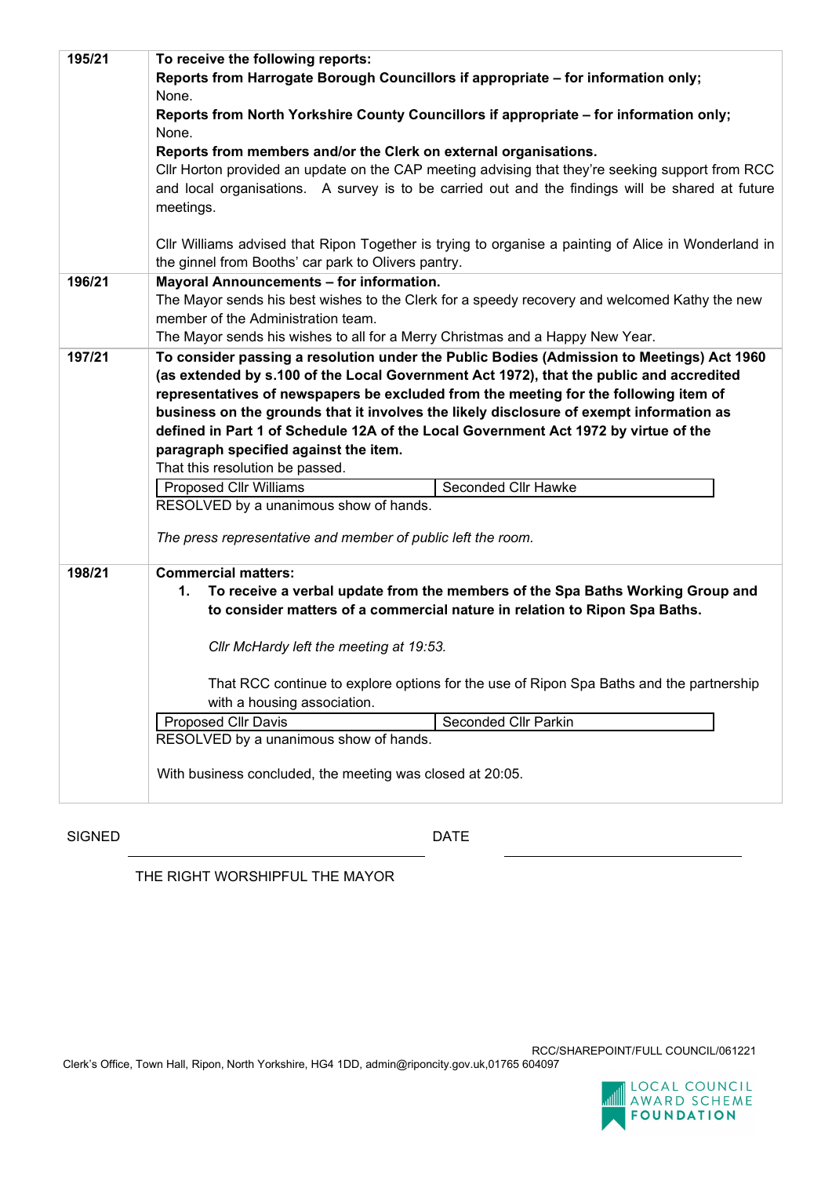| | |
|---|---|
| **195/21** | **To receive the following reports:**<br>**Reports from Harrogate Borough Councillors if appropriate – for information only;**<br>None.<br>**Reports from North Yorkshire County Councillors if appropriate – for information only;**<br>None.<br>**Reports from members and/or the Clerk on external organisations.**<br>Cllr Horton provided an update on the CAP meeting advising that they're seeking support from RCC and local organisations. A survey is to be carried out and the findings will be shared at future meetings.<br><br>Cllr Williams advised that Ripon Together is trying to organise a painting of Alice in Wonderland in the ginnel from Booths' car park to Olivers pantry. |
| **196/21** | **Mayoral Announcements – for information.**<br>The Mayor sends his best wishes to the Clerk for a speedy recovery and welcomed Kathy the new member of the Administration team.<br>The Mayor sends his wishes to all for a Merry Christmas and a Happy New Year. |
| **197/21** | **To consider passing a resolution under the Public Bodies (Admission to Meetings) Act 1960 (as extended by s.100 of the Local Government Act 1972), that the public and accredited representatives of newspapers be excluded from the meeting for the following item of business on the grounds that it involves the likely disclosure of exempt information as defined in Part 1 of Schedule 12A of the Local Government Act 1972 by virtue of the paragraph specified against the item.**<br>That this resolution be passed.<br>Proposed Cllr Williams — Seconded Cllr Hawke<br>RESOLVED by a unanimous show of hands.<br><br>*The press representative and member of public left the room.* |
| **198/21** | **Commercial matters:**<br>**1. To receive a verbal update from the members of the Spa Baths Working Group and to consider matters of a commercial nature in relation to Ripon Spa Baths.**<br><br>*Cllr McHardy left the meeting at 19:53.*<br><br>That RCC continue to explore options for the use of Ripon Spa Baths and the partnership with a housing association.<br>Proposed Cllr Davis — Seconded Cllr Parkin<br>RESOLVED by a unanimous show of hands.<br><br>With business concluded, the meeting was closed at 20:05. |

SIGNED ______________________ DATE ______________________

THE RIGHT WORSHIPFUL THE MAYOR

RCC/SHAREPOINT/FULL COUNCIL/061221

Clerk's Office, Town Hall, Ripon, North Yorkshire, HG4 1DD, admin@riponcity.gov.uk,01765 604097

LOCAL COUNCIL AWARD SCHEME FOUNDATION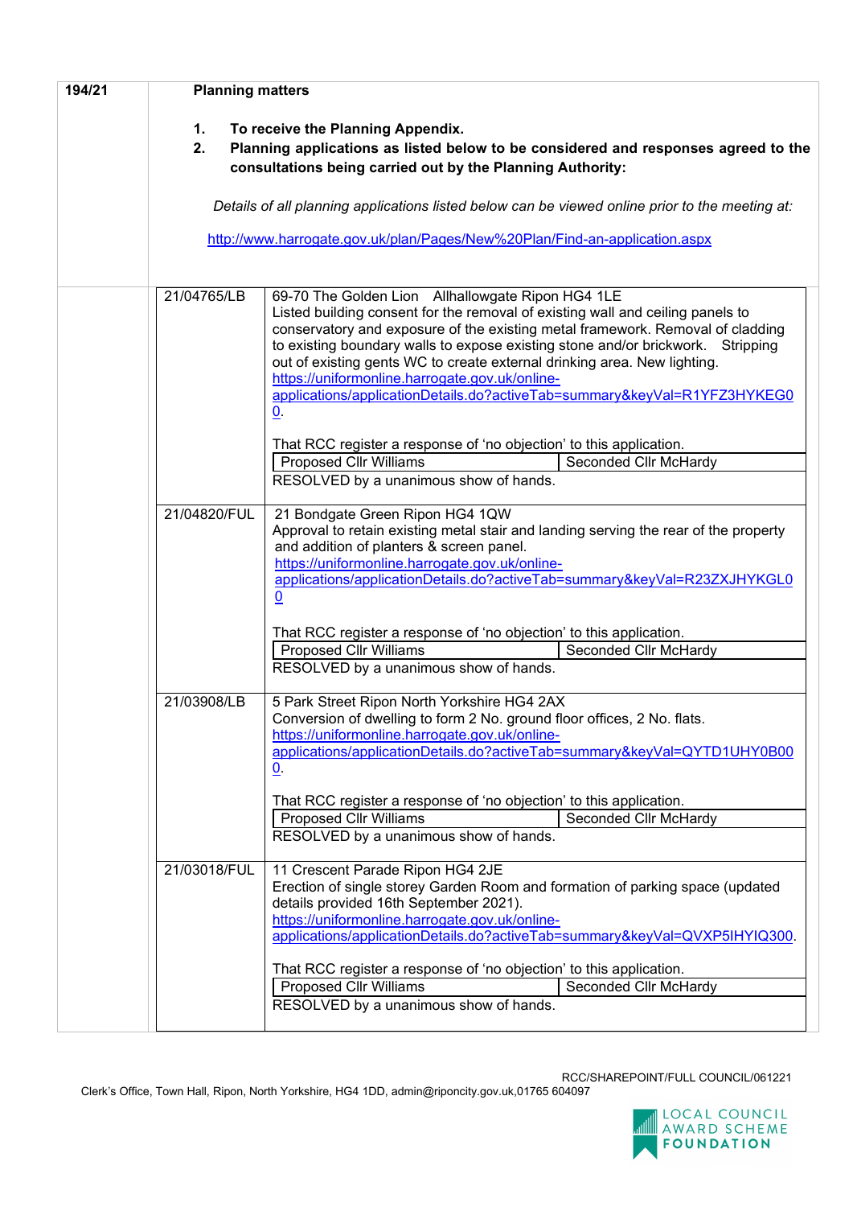**194/21** **Planning matters**

1. **To receive the Planning Appendix.**
2. **Planning applications as listed below to be considered and responses agreed to the consultations being carried out by the Planning Authority:**

*Details of all planning applications listed below can be viewed online prior to the meeting at:*

http://www.harrogate.gov.uk/plan/Pages/New%20Plan/Find-an-application.aspx

| Application | Details |
|---|---|
| 21/04765/LB | 69-70 The Golden Lion Allhallowgate Ripon HG4 1LE<br>Listed building consent for the removal of existing wall and ceiling panels to conservatory and exposure of the existing metal framework. Removal of cladding to existing boundary walls to expose existing stone and/or brickwork. Stripping out of existing gents WC to create external drinking area. New lighting.<br>https://uniformonline.harrogate.gov.uk/online-applications/applicationDetails.do?activeTab=summary&keyVal=R1YFZ3HYKEG00.<br><br>That RCC register a response of 'no objection' to this application.<br>Proposed Cllr Williams / Seconded Cllr McHardy<br>RESOLVED by a unanimous show of hands. |
| 21/04820/FUL | 21 Bondgate Green Ripon HG4 1QW<br>Approval to retain existing metal stair and landing serving the rear of the property and addition of planters & screen panel.<br>https://uniformonline.harrogate.gov.uk/online-applications/applicationDetails.do?activeTab=summary&keyVal=R23ZXJHYKGL00<br><br>That RCC register a response of 'no objection' to this application.<br>Proposed Cllr Williams / Seconded Cllr McHardy<br>RESOLVED by a unanimous show of hands. |
| 21/03908/LB | 5 Park Street Ripon North Yorkshire HG4 2AX<br>Conversion of dwelling to form 2 No. ground floor offices, 2 No. flats.<br>https://uniformonline.harrogate.gov.uk/online-applications/applicationDetails.do?activeTab=summary&keyVal=QYTD1UHY0B000.<br><br>That RCC register a response of 'no objection' to this application.<br>Proposed Cllr Williams / Seconded Cllr McHardy<br>RESOLVED by a unanimous show of hands. |
| 21/03018/FUL | 11 Crescent Parade Ripon HG4 2JE<br>Erection of single storey Garden Room and formation of parking space (updated details provided 16th September 2021).<br>https://uniformonline.harrogate.gov.uk/online-applications/applicationDetails.do?activeTab=summary&keyVal=QVXP5IHYIQ300.<br><br>That RCC register a response of 'no objection' to this application.<br>Proposed Cllr Williams / Seconded Cllr McHardy<br>RESOLVED by a unanimous show of hands. |

RCC/SHAREPOINT/FULL COUNCIL/061221

Clerk's Office, Town Hall, Ripon, North Yorkshire, HG4 1DD, admin@riponcity.gov.uk,01765 604097

LOCAL COUNCIL AWARD SCHEME FOUNDATION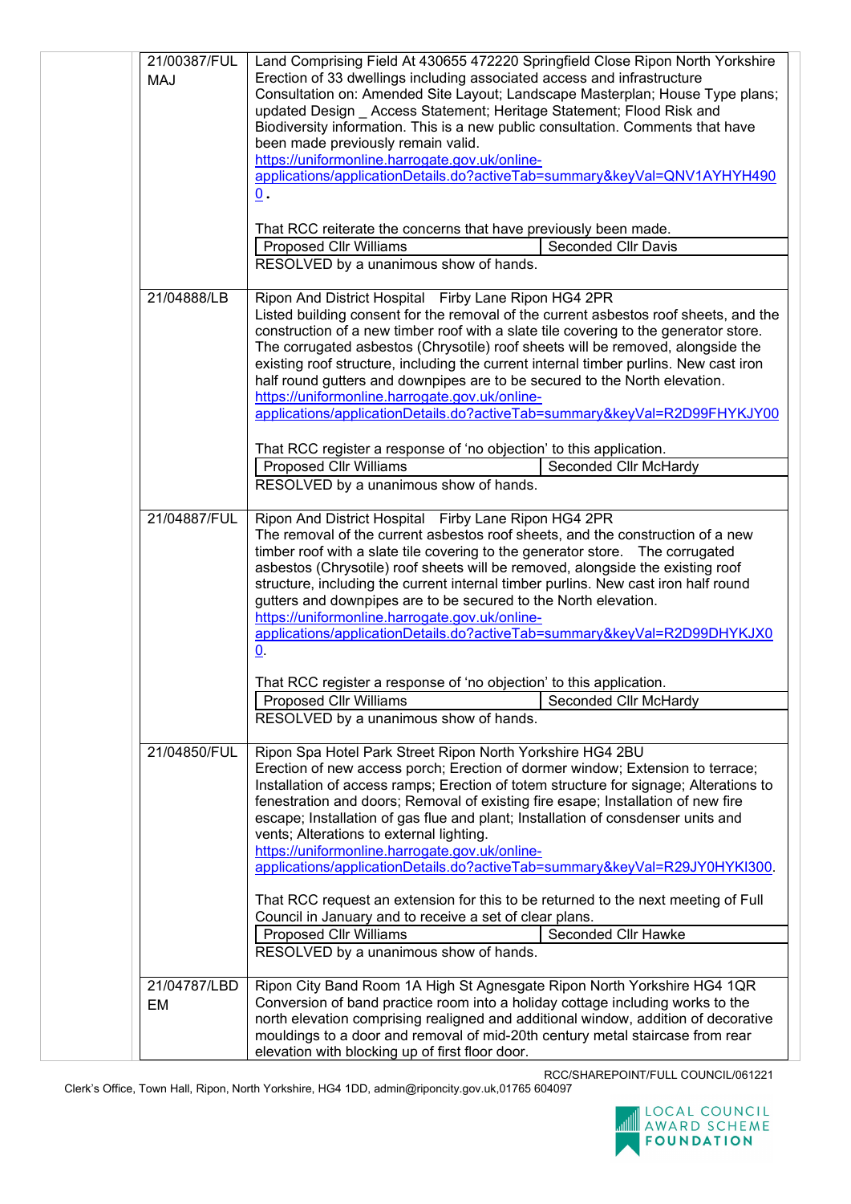| | | |
|---|---|---|
| | 21/00387/FUL MAJ | Land Comprising Field At 430655 472220 Springfield Close Ripon North Yorkshire<br>Erection of 33 dwellings including associated access and infrastructure<br>Consultation on: Amended Site Layout; Landscape Masterplan; House Type plans; updated Design _ Access Statement; Heritage Statement; Flood Risk and Biodiversity information. This is a new public consultation. Comments that have been made previously remain valid.<br>https://uniformonline.harrogate.gov.uk/online-applications/applicationDetails.do?activeTab=summary&keyVal=QNV1AYHYH4900.<br><br>That RCC reiterate the concerns that have previously been made.<br>Proposed Cllr Williams — Seconded Cllr Davis<br>RESOLVED by a unanimous show of hands. |
| | 21/04888/LB | Ripon And District Hospital Firby Lane Ripon HG4 2PR<br>Listed building consent for the removal of the current asbestos roof sheets, and the construction of a new timber roof with a slate tile covering to the generator store. The corrugated asbestos (Chrysotile) roof sheets will be removed, alongside the existing roof structure, including the current internal timber purlins. New cast iron half round gutters and downpipes are to be secured to the North elevation.<br>https://uniformonline.harrogate.gov.uk/online-applications/applicationDetails.do?activeTab=summary&keyVal=R2D99FHYKJY00<br><br>That RCC register a response of 'no objection' to this application.<br>Proposed Cllr Williams — Seconded Cllr McHardy<br>RESOLVED by a unanimous show of hands. |
| | 21/04887/FUL | Ripon And District Hospital Firby Lane Ripon HG4 2PR<br>The removal of the current asbestos roof sheets, and the construction of a new timber roof with a slate tile covering to the generator store. The corrugated asbestos (Chrysotile) roof sheets will be removed, alongside the existing roof structure, including the current internal timber purlins. New cast iron half round gutters and downpipes are to be secured to the North elevation.<br>https://uniformonline.harrogate.gov.uk/online-applications/applicationDetails.do?activeTab=summary&keyVal=R2D99DHYKJX00.<br><br>That RCC register a response of 'no objection' to this application.<br>Proposed Cllr Williams — Seconded Cllr McHardy<br>RESOLVED by a unanimous show of hands. |
| | 21/04850/FUL | Ripon Spa Hotel Park Street Ripon North Yorkshire HG4 2BU<br>Erection of new access porch; Erection of dormer window; Extension to terrace; Installation of access ramps; Erection of totem structure for signage; Alterations to fenestration and doors; Removal of existing fire esape; Installation of new fire escape; Installation of gas flue and plant; Installation of consdenser units and vents; Alterations to external lighting.<br>https://uniformonline.harrogate.gov.uk/online-applications/applicationDetails.do?activeTab=summary&keyVal=R29JY0HYKI300.<br><br>That RCC request an extension for this to be returned to the next meeting of Full Council in January and to receive a set of clear plans.<br>Proposed Cllr Williams — Seconded Cllr Hawke<br>RESOLVED by a unanimous show of hands. |
| | 21/04787/LBD EM | Ripon City Band Room 1A High St Agnesgate Ripon North Yorkshire HG4 1QR<br>Conversion of band practice room into a holiday cottage including works to the north elevation comprising realigned and additional window, addition of decorative mouldings to a door and removal of mid-20th century metal staircase from rear elevation with blocking up of first floor door. |

RCC/SHAREPOINT/FULL COUNCIL/061221

Clerk's Office, Town Hall, Ripon, North Yorkshire, HG4 1DD, admin@riponcity.gov.uk,01765 604097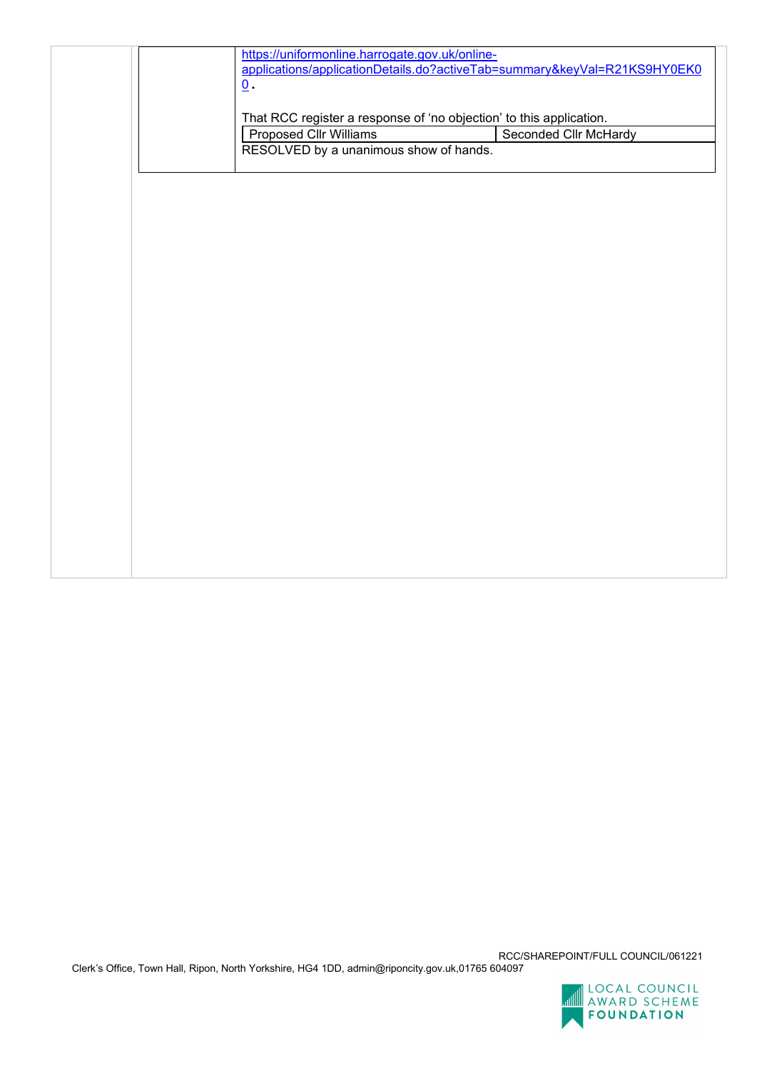https://uniformonline.harrogate.gov.uk/online-applications/applicationDetails.do?activeTab=summary&keyVal=R21KS9HY0EK00.

That RCC register a response of 'no objection' to this application.

| | |
|---|---|
| Proposed Cllr Williams | Seconded Cllr McHardy |

RESOLVED by a unanimous show of hands.